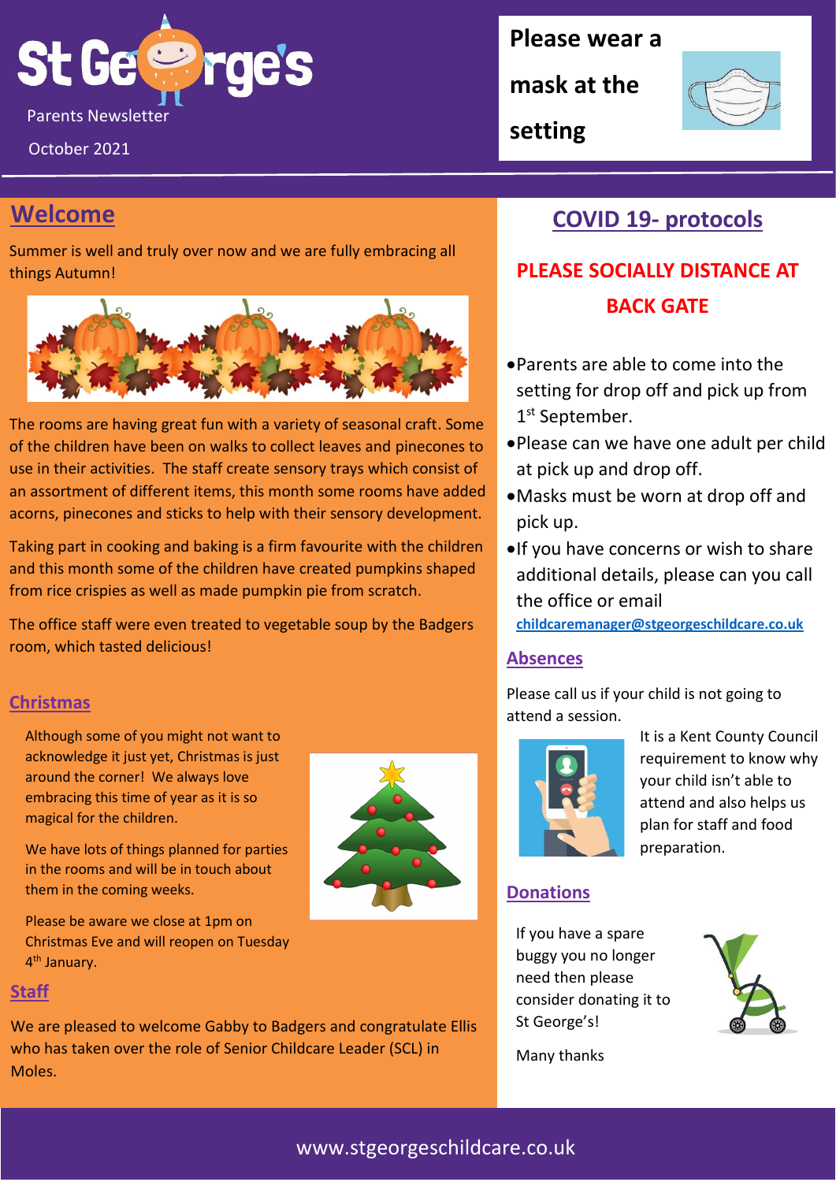# St George's

Parents Newsletter

October 2021

**Please wear a mask at the setting**

## Welcome

Summer is well and truly over now and we are fully embracing all things Autumn!

The rooms are having great fun with a variety of seasonal craft. Some of the children have been on walks to collect leaves and pinecones to use in their activities. The staff create sensory trays which consist of an assortment of different items, this month some rooms have added acorns, pinecones and sticks to help with their sensory development.

Taking part in cooking and baking is a firm favourite with the children and this month some of the children have created pumpkins shaped from rice crispies as well as made pumpkin pie from scratch.

The office staff were even treated to vegetable soup by the Badgers room, which tasted delicious!

## Christmas

Although some of you might not want to acknowledge it just yet, Christmas is just around the corner! We always love embracing this time of year as it is so magical for the children.

We have lots of things planned for parties in the rooms and will be in touch about them in the coming weeks.

Please be aware we close at 1pm on Christmas Eve and will reopen on Tuesday 4th January.

## Staff

We are pleased to welcome Gabby to Badgers and congratulate Ellis who has taken over the role of Senior Childcare Leader (SCL) in Moles.

## COVID 19- protocols

**PLEASE SOCIALLY DISTANCE AT BACK GATE**

- Parents are able to come into the setting for drop off and pick up from 1st September.
- Please can we have one adult per child at pick up and drop off.
- Masks must be worn at drop off and pick up.
- If you have concerns or wish to share additional details, please can you call the office or email childcaremanager@stgeorgeschildcare.co.uk

## Absences

Please call us if your child is not going to attend a session.

It is a Kent County Council requirement to know why your child isn't able to attend and also helps us plan for staff and food preparation.

## Donations

If you have a spare buggy you no longer need then please consider donating it to St George's!

Many thanks

www.stgeorgeschildcare.co.uk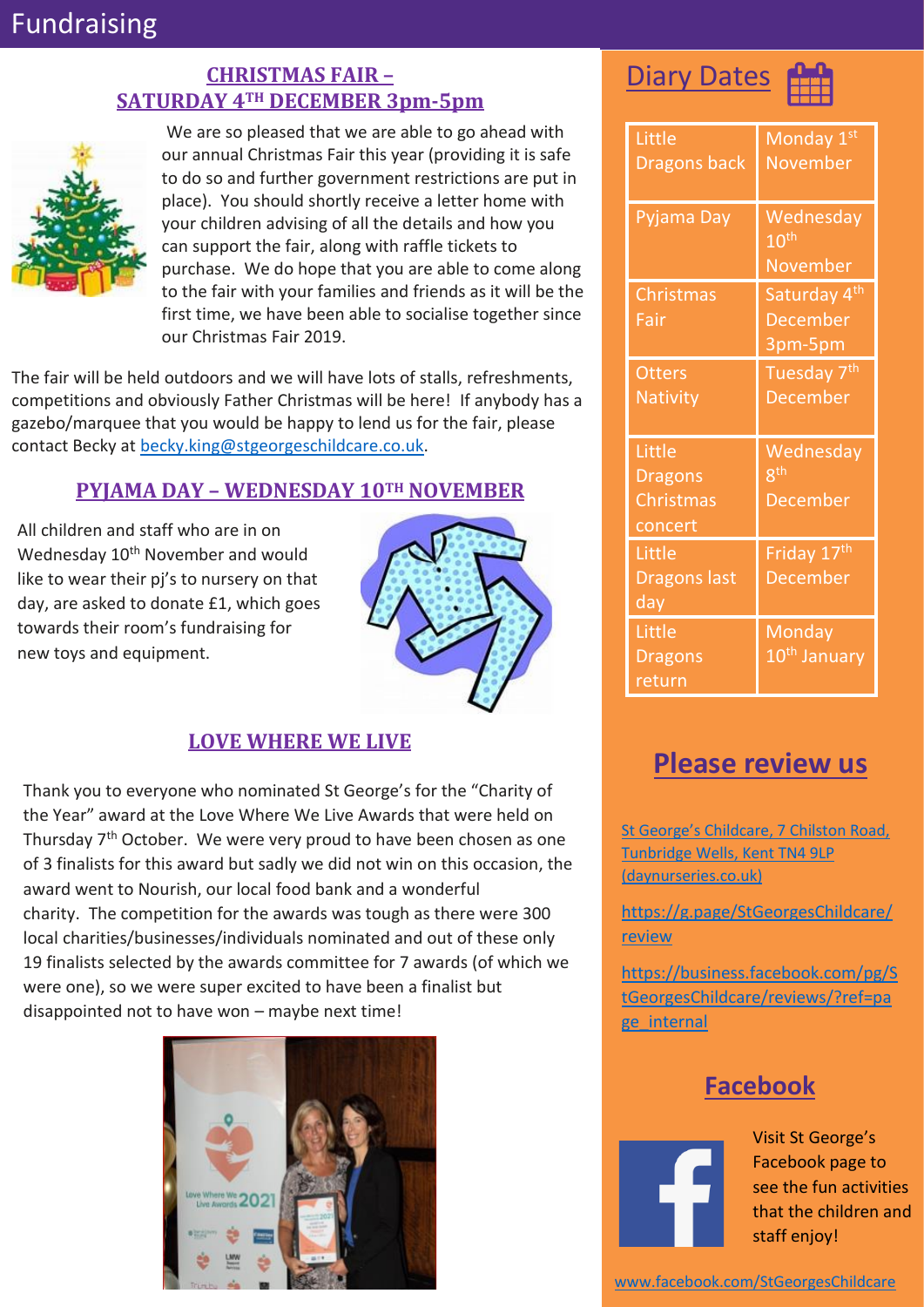# Fundraising

## CHRISTMAS FAIR – SATURDAY 4TH DECEMBER 3pm-5pm

We are so pleased that we are able to go ahead with our annual Christmas Fair this year (providing it is safe to do so and further government restrictions are put in place). You should shortly receive a letter home with your children advising of all the details and how you can support the fair, along with raffle tickets to purchase. We do hope that you are able to come along to the fair with your families and friends as it will be the first time, we have been able to socialise together since our Christmas Fair 2019.

The fair will be held outdoors and we will have lots of stalls, refreshments, competitions and obviously Father Christmas will be here! If anybody has a gazebo/marquee that you would be happy to lend us for the fair, please contact Becky at becky.king@stgeorgeschildcare.co.uk.

## PYJAMA DAY – WEDNESDAY 10TH NOVEMBER

All children and staff who are in on Wednesday 10th November and would like to wear their pj's to nursery on that day, are asked to donate £1, which goes towards their room's fundraising for new toys and equipment.

## LOVE WHERE WE LIVE

Thank you to everyone who nominated St George's for the "Charity of the Year" award at the Love Where We Live Awards that were held on Thursday 7th October. We were very proud to have been chosen as one of 3 finalists for this award but sadly we did not win on this occasion, the award went to Nourish, our local food bank and a wonderful charity. The competition for the awards was tough as there were 300 local charities/businesses/individuals nominated and out of these only 19 finalists selected by the awards committee for 7 awards (of which we were one), so we were super excited to have been a finalist but disappointed not to have won – maybe next time!

## Diary Dates

| Event | Date |
|---|---|
| Little Dragons back | Monday 1st November |
| Pyjama Day | Wednesday 10th November |
| Christmas Fair | Saturday 4th December 3pm-5pm |
| Otters Nativity | Tuesday 7th December |
| Little Dragons Christmas concert | Wednesday 8th December |
| Little Dragons last day | Friday 17th December |
| Little Dragons return | Monday 10th January |

## Please review us

St George's Childcare, 7 Chilston Road, Tunbridge Wells, Kent TN4 9LP (daynurseries.co.uk)

https://g.page/StGeorgesChildcare/review

https://business.facebook.com/pg/StGeorgesChildcare/reviews/?ref=page_internal

## Facebook

Visit St George's Facebook page to see the fun activities that the children and staff enjoy!

www.facebook.com/StGeorgesChildcare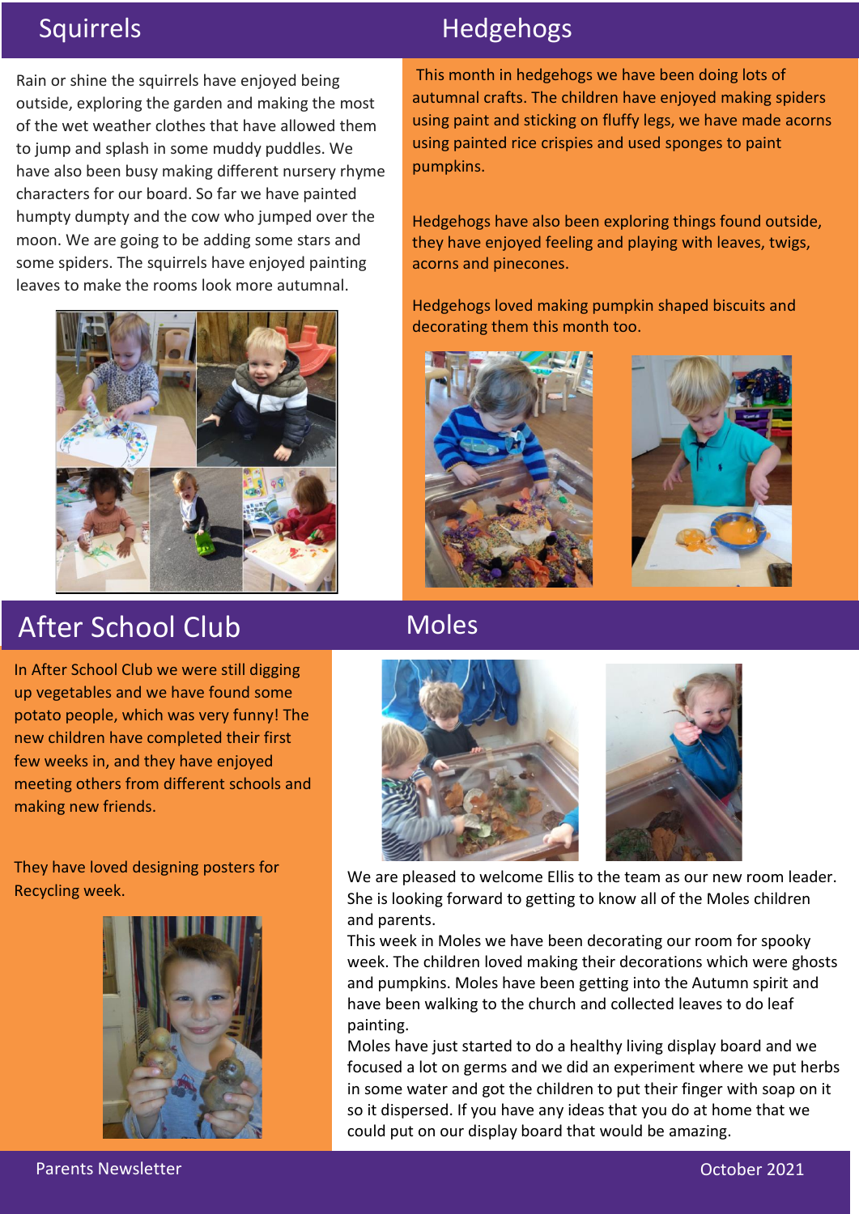## Squirrels

Rain or shine the squirrels have enjoyed being outside, exploring the garden and making the most of the wet weather clothes that have allowed them to jump and splash in some muddy puddles. We have also been busy making different nursery rhyme characters for our board. So far we have painted humpty dumpty and the cow who jumped over the moon. We are going to be adding some stars and some spiders. The squirrels have enjoyed painting leaves to make the rooms look more autumnal.

## Hedgehogs

This month in hedgehogs we have been doing lots of autumnal crafts. The children have enjoyed making spiders using paint and sticking on fluffy legs, we have made acorns using painted rice crispies and used sponges to paint pumpkins.

Hedgehogs have also been exploring things found outside, they have enjoyed feeling and playing with leaves, twigs, acorns and pinecones.

Hedgehogs loved making pumpkin shaped biscuits and decorating them this month too.

## After School Club

In After School Club we were still digging up vegetables and we have found some potato people, which was very funny! The new children have completed their first few weeks in, and they have enjoyed meeting others from different schools and making new friends.

They have loved designing posters for Recycling week.

## Moles

We are pleased to welcome Ellis to the team as our new room leader. She is looking forward to getting to know all of the Moles children and parents.

This week in Moles we have been decorating our room for spooky week. The children loved making their decorations which were ghosts and pumpkins. Moles have been getting into the Autumn spirit and have been walking to the church and collected leaves to do leaf painting.

Moles have just started to do a healthy living display board and we focused a lot on germs and we did an experiment where we put herbs in some water and got the children to put their finger with soap on it so it dispersed. If you have any ideas that you do at home that we could put on our display board that would be amazing.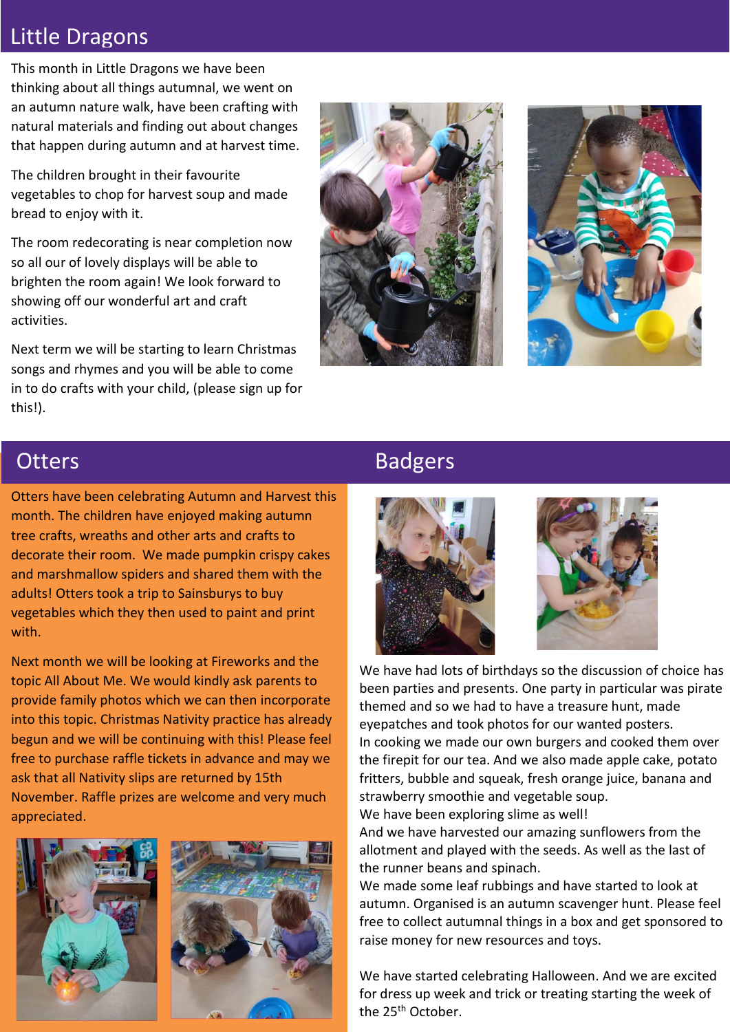## Little Dragons

This month in Little Dragons we have been thinking about all things autumnal, we went on an autumn nature walk, have been crafting with natural materials and finding out about changes that happen during autumn and at harvest time.

The children brought in their favourite vegetables to chop for harvest soup and made bread to enjoy with it.

The room redecorating is near completion now so all our of lovely displays will be able to brighten the room again! We look forward to showing off our wonderful art and craft activities.

Next term we will be starting to learn Christmas songs and rhymes and you will be able to come in to do crafts with your child, (please sign up for this!).

## Otters

Otters have been celebrating Autumn and Harvest this month. The children have enjoyed making autumn tree crafts, wreaths and other arts and crafts to decorate their room. We made pumpkin crispy cakes and marshmallow spiders and shared them with the adults! Otters took a trip to Sainsburys to buy vegetables which they then used to paint and print with.

Next month we will be looking at Fireworks and the topic All About Me. We would kindly ask parents to provide family photos which we can then incorporate into this topic. Christmas Nativity practice has already begun and we will be continuing with this! Please feel free to purchase raffle tickets in advance and may we ask that all Nativity slips are returned by 15th November. Raffle prizes are welcome and very much appreciated.

## Badgers

We have had lots of birthdays so the discussion of choice has been parties and presents. One party in particular was pirate themed and so we had to have a treasure hunt, made eyepatches and took photos for our wanted posters.
In cooking we made our own burgers and cooked them over the firepit for our tea. And we also made apple cake, potato fritters, bubble and squeak, fresh orange juice, banana and strawberry smoothie and vegetable soup.
We have been exploring slime as well!
And we have harvested our amazing sunflowers from the allotment and played with the seeds. As well as the last of the runner beans and spinach.
We made some leaf rubbings and have started to look at autumn. Organised is an autumn scavenger hunt. Please feel free to collect autumnal things in a box and get sponsored to raise money for new resources and toys.

We have started celebrating Halloween. And we are excited for dress up week and trick or treating starting the week of the 25th October.